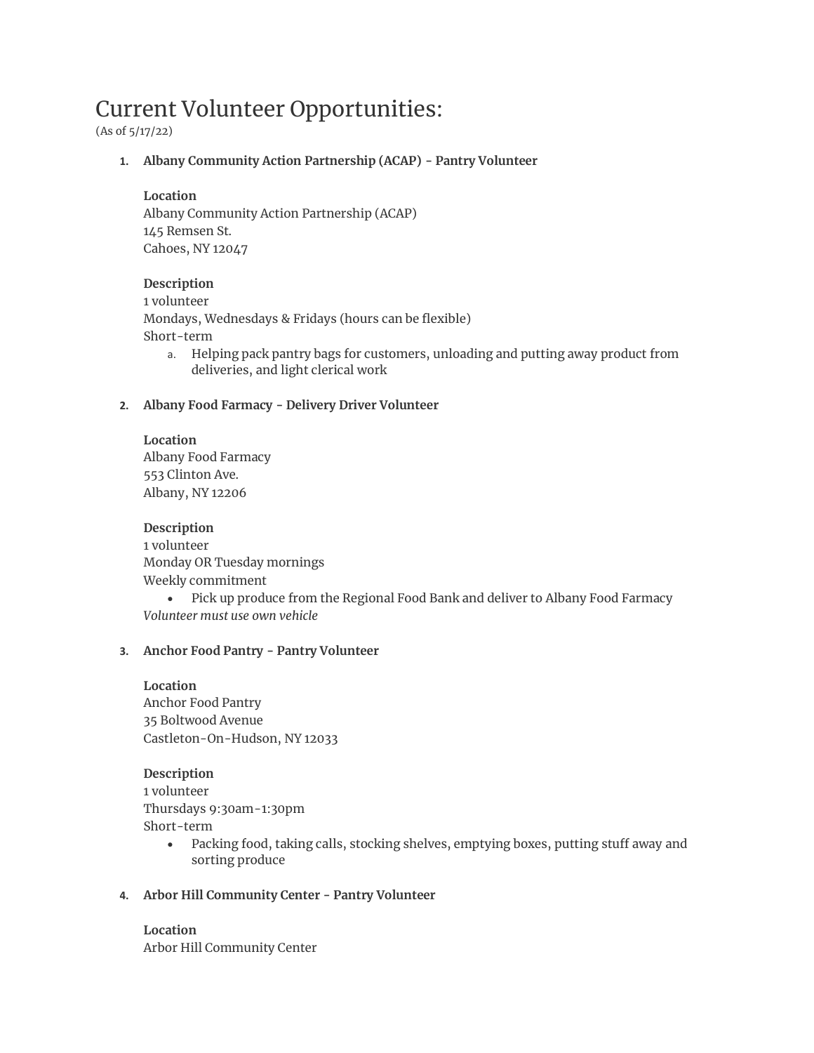# Current Volunteer Opportunities:

(As of 5/17/22)

1. **Albany Community Action Partnership (ACAP) - Pantry Volunteer**

   **Location**
   Albany Community Action Partnership (ACAP)
   145 Remsen St.
   Cahoes, NY 12047

   **Description**
   1 volunteer
   Mondays, Wednesdays & Fridays (hours can be flexible)
   Short-term

   a. Helping pack pantry bags for customers, unloading and putting away product from deliveries, and light clerical work

2. **Albany Food Farmacy - Delivery Driver Volunteer**

   **Location**
   Albany Food Farmacy
   553 Clinton Ave.
   Albany, NY 12206

   **Description**
   1 volunteer
   Monday OR Tuesday mornings
   Weekly commitment

   - Pick up produce from the Regional Food Bank and deliver to Albany Food Farmacy

   *Volunteer must use own vehicle*

3. **Anchor Food Pantry - Pantry Volunteer**

   **Location**
   Anchor Food Pantry
   35 Boltwood Avenue
   Castleton-On-Hudson, NY 12033

   **Description**
   1 volunteer
   Thursdays 9:30am-1:30pm
   Short-term

   - Packing food, taking calls, stocking shelves, emptying boxes, putting stuff away and sorting produce

4. **Arbor Hill Community Center - Pantry Volunteer**

   **Location**
   Arbor Hill Community Center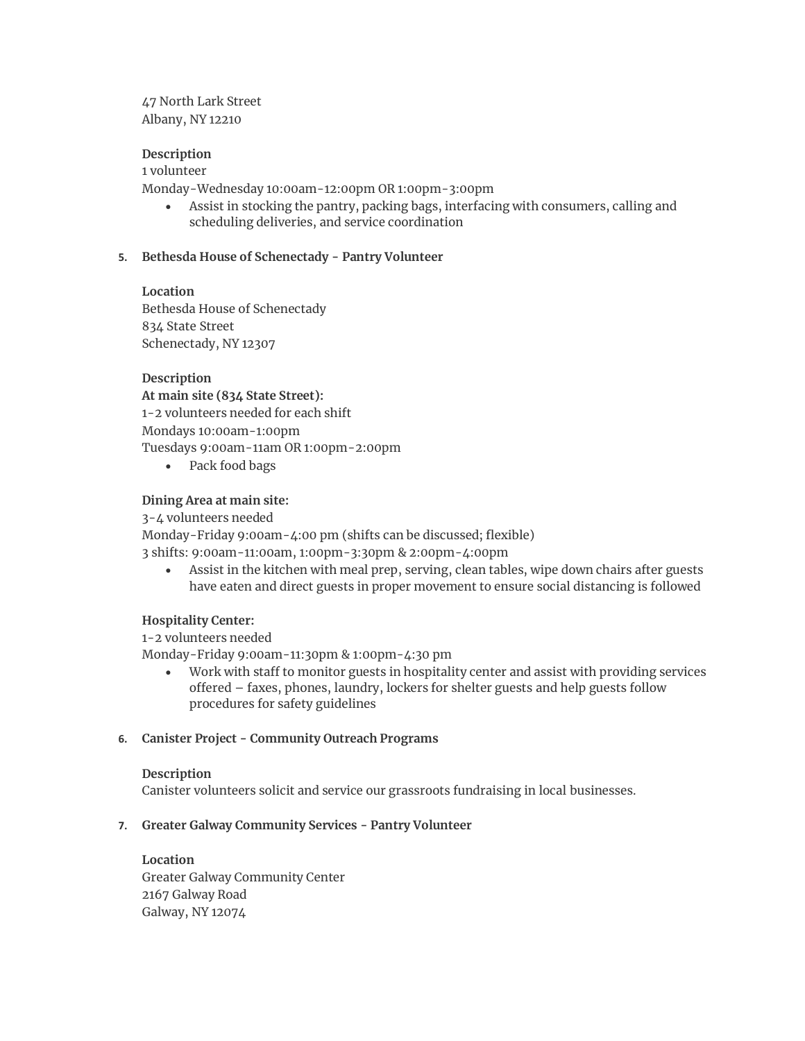47 North Lark Street
Albany, NY 12210

**Description**
1 volunteer
Monday-Wednesday 10:00am-12:00pm OR 1:00pm-3:00pm

- Assist in stocking the pantry, packing bags, interfacing with consumers, calling and scheduling deliveries, and service coordination

5. **Bethesda House of Schenectady - Pantry Volunteer**

**Location**
Bethesda House of Schenectady
834 State Street
Schenectady, NY 12307

**Description**
**At main site (834 State Street):**
1-2 volunteers needed for each shift
Mondays 10:00am-1:00pm
Tuesdays 9:00am-11am OR 1:00pm-2:00pm

- Pack food bags

**Dining Area at main site:**
3-4 volunteers needed
Monday-Friday 9:00am-4:00 pm (shifts can be discussed; flexible)
3 shifts: 9:00am-11:00am, 1:00pm-3:30pm & 2:00pm-4:00pm

- Assist in the kitchen with meal prep, serving, clean tables, wipe down chairs after guests have eaten and direct guests in proper movement to ensure social distancing is followed

**Hospitality Center:**
1-2 volunteers needed
Monday-Friday 9:00am-11:30pm & 1:00pm-4:30 pm

- Work with staff to monitor guests in hospitality center and assist with providing services offered – faxes, phones, laundry, lockers for shelter guests and help guests follow procedures for safety guidelines

6. **Canister Project - Community Outreach Programs**

**Description**
Canister volunteers solicit and service our grassroots fundraising in local businesses.

7. **Greater Galway Community Services - Pantry Volunteer**

**Location**
Greater Galway Community Center
2167 Galway Road
Galway, NY 12074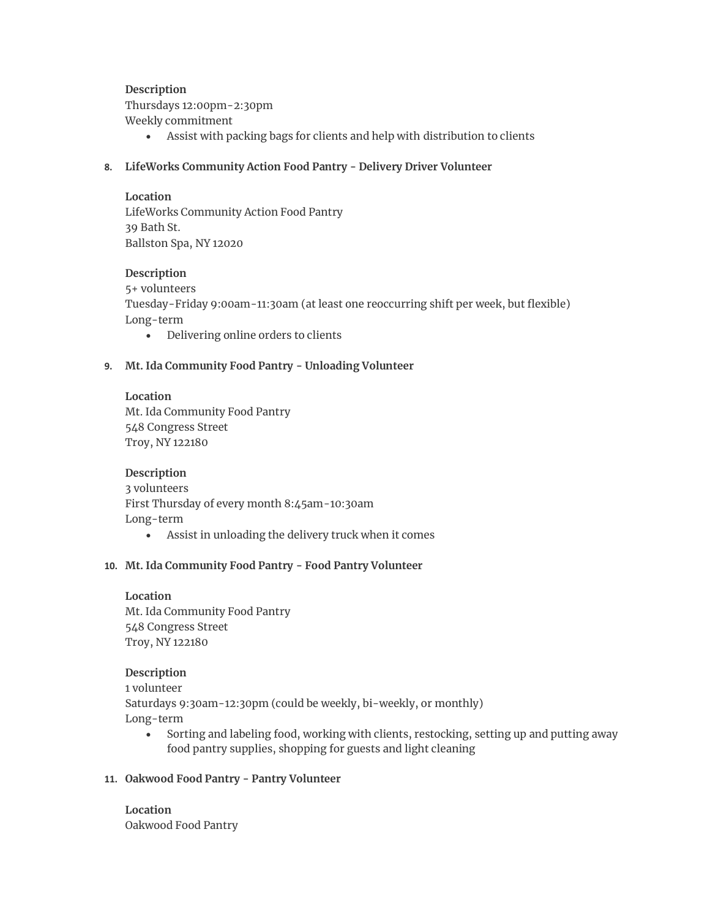**Description**
Thursdays 12:00pm-2:30pm
Weekly commitment

- Assist with packing bags for clients and help with distribution to clients

8. **LifeWorks Community Action Food Pantry - Delivery Driver Volunteer**

   **Location**
   LifeWorks Community Action Food Pantry
   39 Bath St.
   Ballston Spa, NY 12020

   **Description**
   5+ volunteers
   Tuesday-Friday 9:00am-11:30am (at least one reoccurring shift per week, but flexible)
   Long-term

   - Delivering online orders to clients

9. **Mt. Ida Community Food Pantry - Unloading Volunteer**

   **Location**
   Mt. Ida Community Food Pantry
   548 Congress Street
   Troy, NY 122180

   **Description**
   3 volunteers
   First Thursday of every month 8:45am-10:30am
   Long-term

   - Assist in unloading the delivery truck when it comes

10. **Mt. Ida Community Food Pantry - Food Pantry Volunteer**

    **Location**
    Mt. Ida Community Food Pantry
    548 Congress Street
    Troy, NY 122180

    **Description**
    1 volunteer
    Saturdays 9:30am-12:30pm (could be weekly, bi-weekly, or monthly)
    Long-term

    - Sorting and labeling food, working with clients, restocking, setting up and putting away food pantry supplies, shopping for guests and light cleaning

11. **Oakwood Food Pantry - Pantry Volunteer**

    **Location**
    Oakwood Food Pantry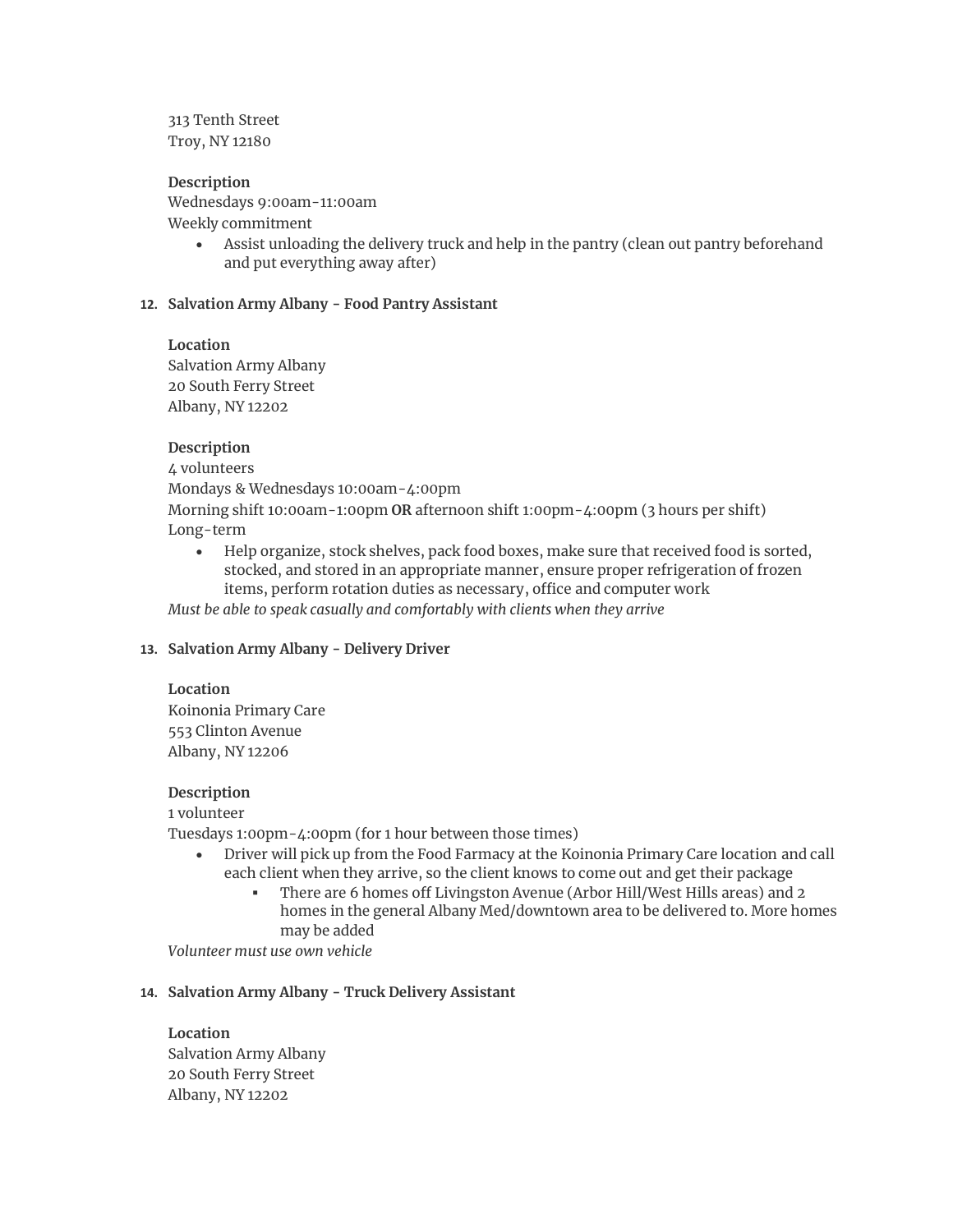313 Tenth Street
Troy, NY 12180

**Description**
Wednesdays 9:00am-11:00am
Weekly commitment

- Assist unloading the delivery truck and help in the pantry (clean out pantry beforehand and put everything away after)

12. **Salvation Army Albany - Food Pantry Assistant**

**Location**
Salvation Army Albany
20 South Ferry Street
Albany, NY 12202

**Description**
4 volunteers
Mondays & Wednesdays 10:00am-4:00pm
Morning shift 10:00am-1:00pm **OR** afternoon shift 1:00pm-4:00pm (3 hours per shift)
Long-term

- Help organize, stock shelves, pack food boxes, make sure that received food is sorted, stocked, and stored in an appropriate manner, ensure proper refrigeration of frozen items, perform rotation duties as necessary, office and computer work

*Must be able to speak casually and comfortably with clients when they arrive*

13. **Salvation Army Albany - Delivery Driver**

**Location**
Koinonia Primary Care
553 Clinton Avenue
Albany, NY 12206

**Description**
1 volunteer
Tuesdays 1:00pm-4:00pm (for 1 hour between those times)

- Driver will pick up from the Food Farmacy at the Koinonia Primary Care location and call each client when they arrive, so the client knows to come out and get their package
  - There are 6 homes off Livingston Avenue (Arbor Hill/West Hills areas) and 2 homes in the general Albany Med/downtown area to be delivered to. More homes may be added

*Volunteer must use own vehicle*

14. **Salvation Army Albany - Truck Delivery Assistant**

**Location**
Salvation Army Albany
20 South Ferry Street
Albany, NY 12202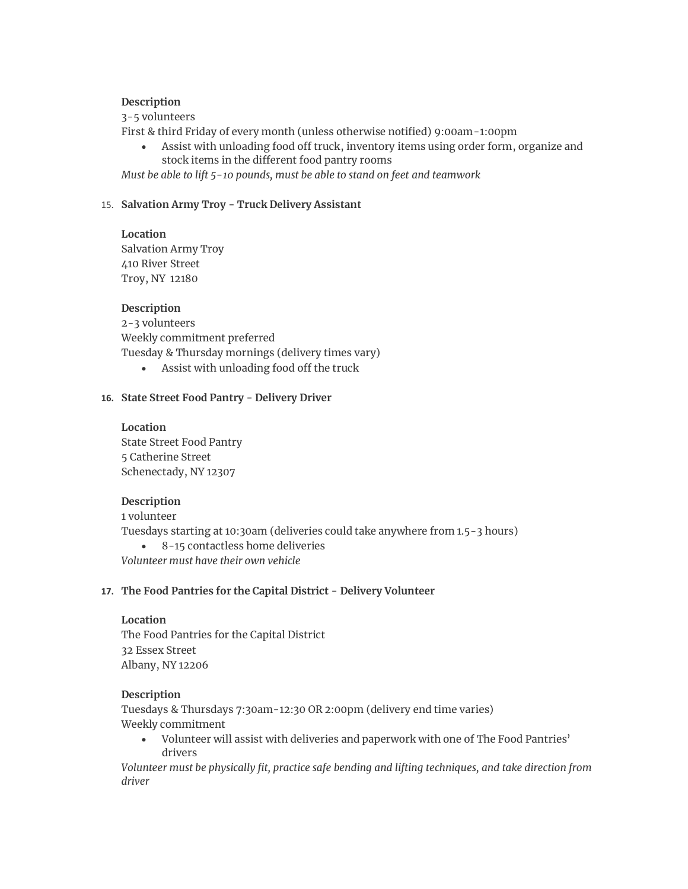**Description**

3-5 volunteers

First & third Friday of every month (unless otherwise notified) 9:00am-1:00pm

- Assist with unloading food off truck, inventory items using order form, organize and stock items in the different food pantry rooms

*Must be able to lift 5-10 pounds, must be able to stand on feet and teamwork*

15. **Salvation Army Troy - Truck Delivery Assistant**

**Location**

Salvation Army Troy
410 River Street
Troy, NY 12180

**Description**

2-3 volunteers

Weekly commitment preferred

Tuesday & Thursday mornings (delivery times vary)

- Assist with unloading food off the truck

16. **State Street Food Pantry - Delivery Driver**

**Location**

State Street Food Pantry
5 Catherine Street
Schenectady, NY 12307

**Description**

1 volunteer

Tuesdays starting at 10:30am (deliveries could take anywhere from 1.5-3 hours)

- 8-15 contactless home deliveries

*Volunteer must have their own vehicle*

17. **The Food Pantries for the Capital District - Delivery Volunteer**

**Location**

The Food Pantries for the Capital District
32 Essex Street
Albany, NY 12206

**Description**

Tuesdays & Thursdays 7:30am-12:30 OR 2:00pm (delivery end time varies)

Weekly commitment

- Volunteer will assist with deliveries and paperwork with one of The Food Pantries' drivers

*Volunteer must be physically fit, practice safe bending and lifting techniques, and take direction from driver*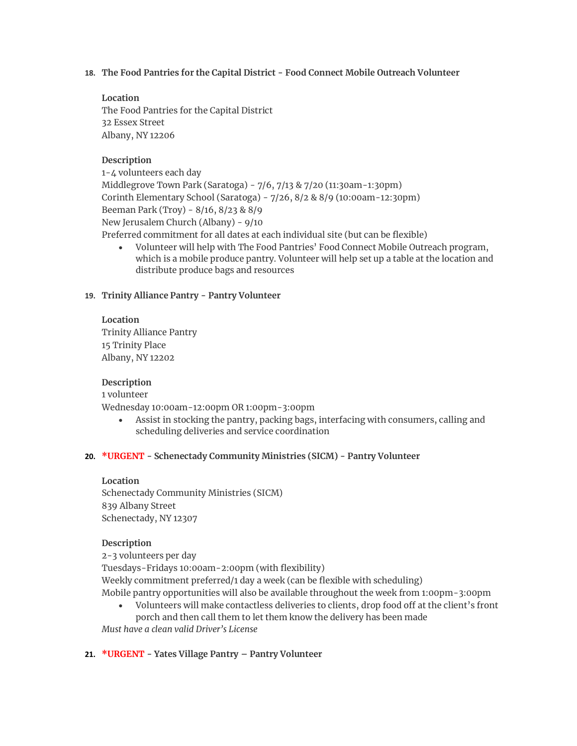18. **The Food Pantries for the Capital District - Food Connect Mobile Outreach Volunteer**

    **Location**
    The Food Pantries for the Capital District
    32 Essex Street
    Albany, NY 12206

    **Description**
    1-4 volunteers each day
    Middlegrove Town Park (Saratoga) - 7/6, 7/13 & 7/20 (11:30am-1:30pm)
    Corinth Elementary School (Saratoga) - 7/26, 8/2 & 8/9 (10:00am-12:30pm)
    Beeman Park (Troy) - 8/16, 8/23 & 8/9
    New Jerusalem Church (Albany) - 9/10
    Preferred commitment for all dates at each individual site (but can be flexible)

    - Volunteer will help with The Food Pantries' Food Connect Mobile Outreach program, which is a mobile produce pantry. Volunteer will help set up a table at the location and distribute produce bags and resources

19. **Trinity Alliance Pantry - Pantry Volunteer**

    **Location**
    Trinity Alliance Pantry
    15 Trinity Place
    Albany, NY 12202

    **Description**
    1 volunteer
    Wednesday 10:00am-12:00pm OR 1:00pm-3:00pm

    - Assist in stocking the pantry, packing bags, interfacing with consumers, calling and scheduling deliveries and service coordination

20. **\*URGENT - Schenectady Community Ministries (SICM) - Pantry Volunteer**

    **Location**
    Schenectady Community Ministries (SICM)
    839 Albany Street
    Schenectady, NY 12307

    **Description**
    2-3 volunteers per day
    Tuesdays-Fridays 10:00am-2:00pm (with flexibility)
    Weekly commitment preferred/1 day a week (can be flexible with scheduling)
    Mobile pantry opportunities will also be available throughout the week from 1:00pm-3:00pm

    - Volunteers will make contactless deliveries to clients, drop food off at the client's front porch and then call them to let them know the delivery has been made

    *Must have a clean valid Driver's License*

21. **\*URGENT - Yates Village Pantry – Pantry Volunteer**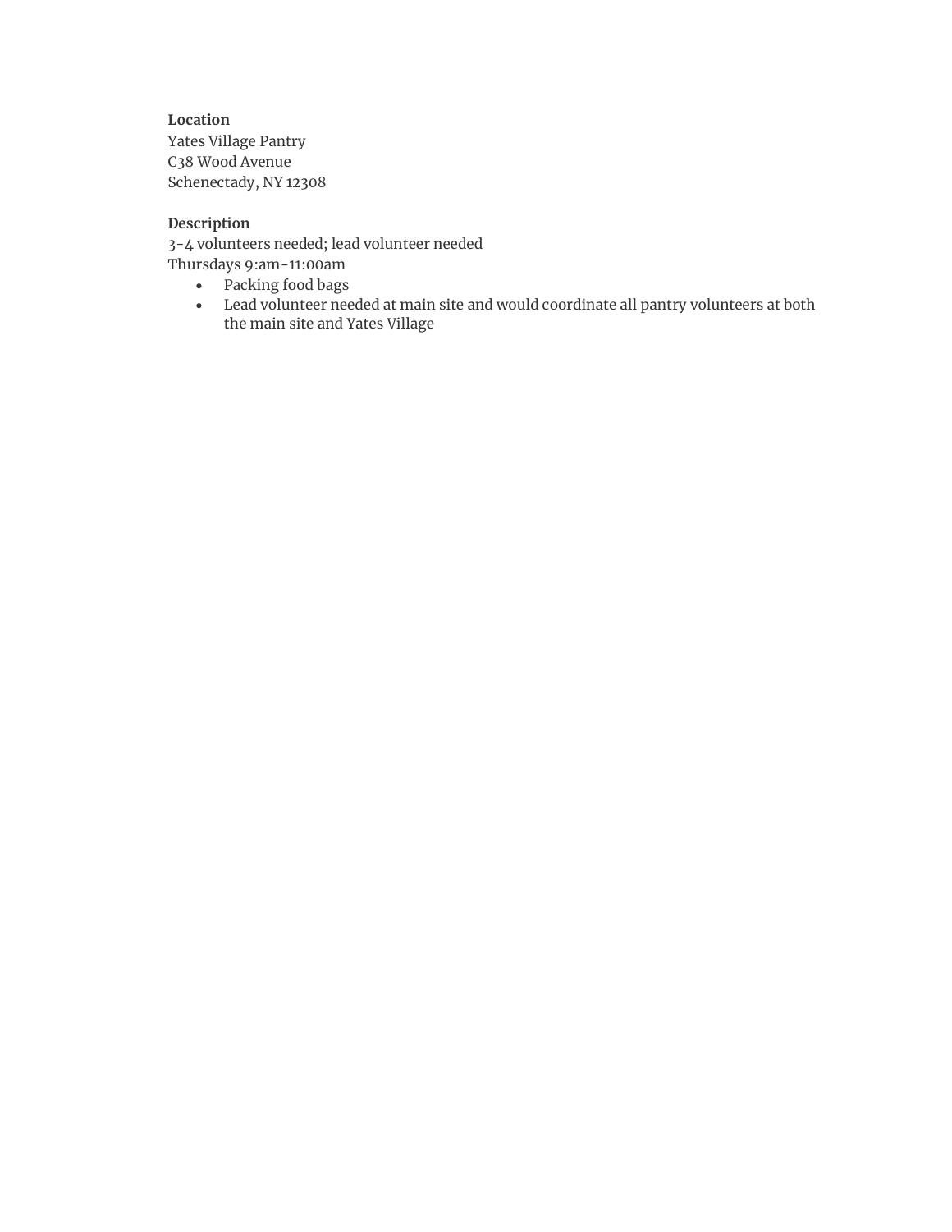**Location**
Yates Village Pantry
C38 Wood Avenue
Schenectady, NY 12308

**Description**
3-4 volunteers needed; lead volunteer needed
Thursdays 9:am-11:00am

- Packing food bags
- Lead volunteer needed at main site and would coordinate all pantry volunteers at both the main site and Yates Village